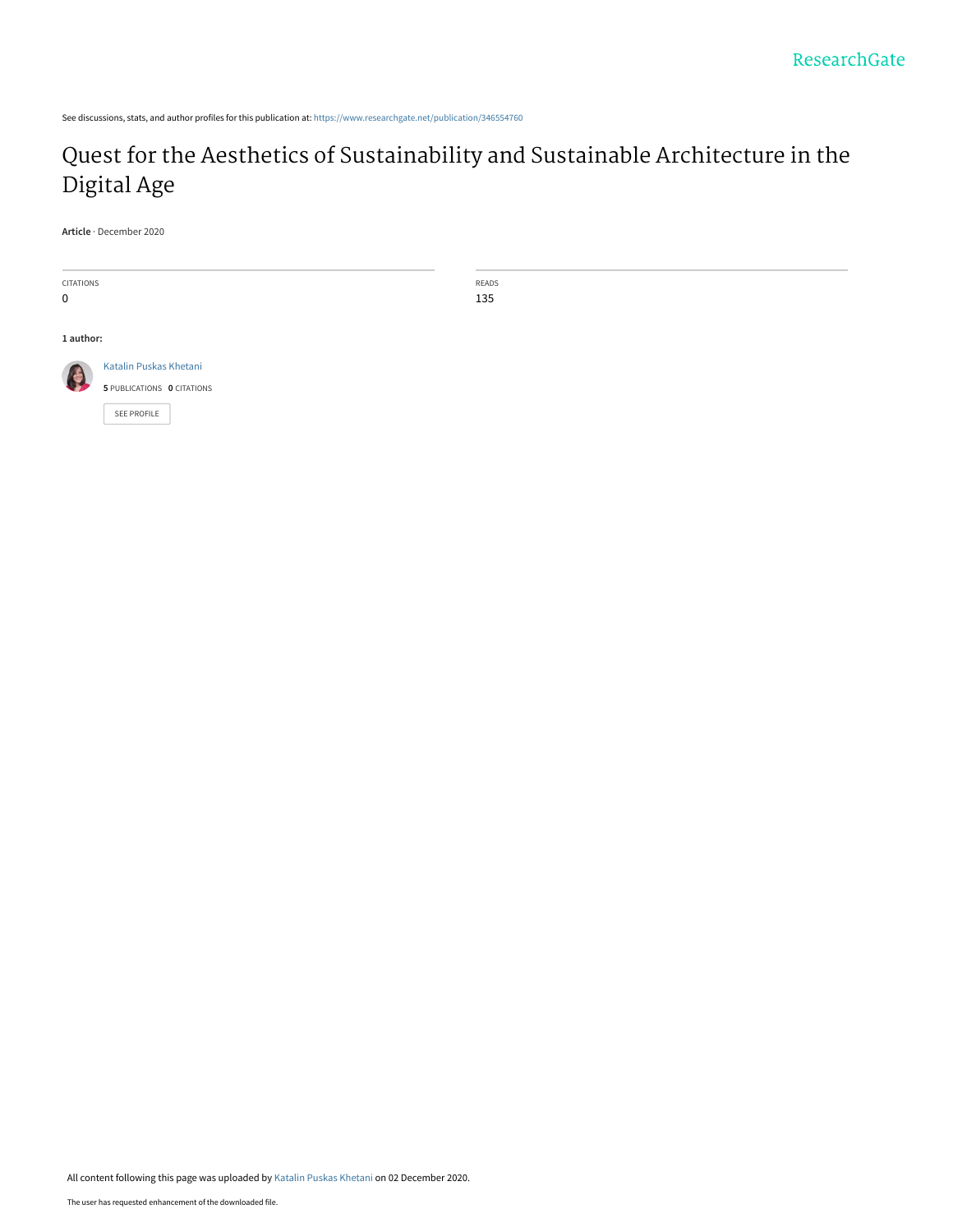See discussions, stats, and author profiles for this publication at: https://www.researchgate.net/publication/346554760

# Quest for the Aesthetics of Sustainability and Sustainable Architecture in the Digital Age

**Article** · December 2020

CITATIONS
0

READS
135

**1 author:**

Katalin Puskas Khetani
**5** PUBLICATIONS **0** CITATIONS

SEE PROFILE

All content following this page was uploaded by Katalin Puskas Khetani on 02 December 2020.

The user has requested enhancement of the downloaded file.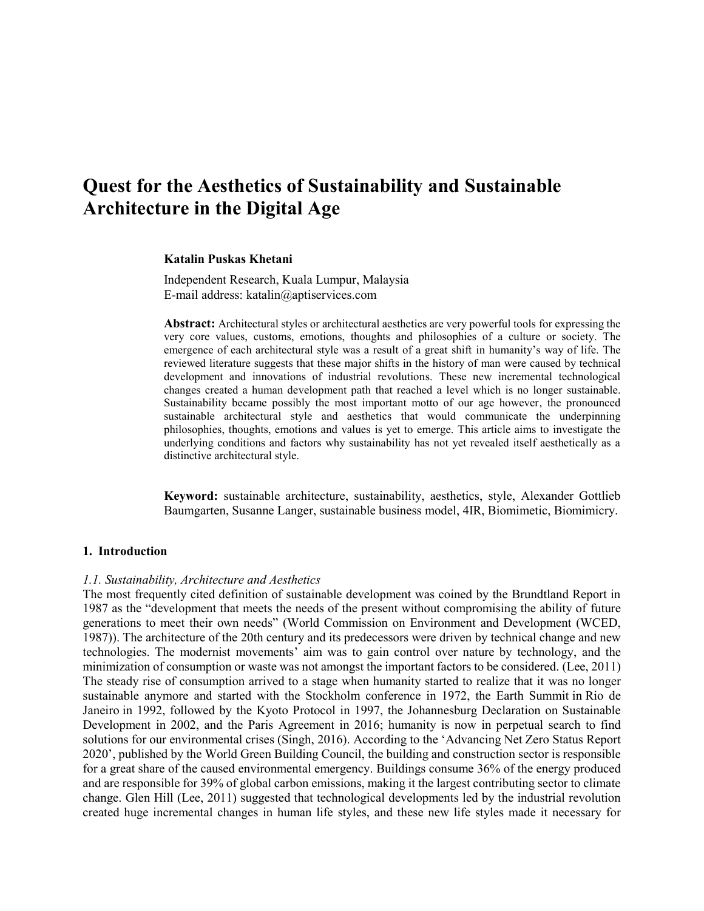# Quest for the Aesthetics of Sustainability and Sustainable Architecture in the Digital Age

**Katalin Puskas Khetani**

Independent Research, Kuala Lumpur, Malaysia
E-mail address: katalin@aptiservices.com

**Abstract:** Architectural styles or architectural aesthetics are very powerful tools for expressing the very core values, customs, emotions, thoughts and philosophies of a culture or society. The emergence of each architectural style was a result of a great shift in humanity's way of life. The reviewed literature suggests that these major shifts in the history of man were caused by technical development and innovations of industrial revolutions. These new incremental technological changes created a human development path that reached a level which is no longer sustainable. Sustainability became possibly the most important motto of our age however, the pronounced sustainable architectural style and aesthetics that would communicate the underpinning philosophies, thoughts, emotions and values is yet to emerge. This article aims to investigate the underlying conditions and factors why sustainability has not yet revealed itself aesthetically as a distinctive architectural style.

**Keyword:** sustainable architecture, sustainability, aesthetics, style, Alexander Gottlieb Baumgarten, Susanne Langer, sustainable business model, 4IR, Biomimetic, Biomimicry.

## 1. Introduction

### *1.1. Sustainability, Architecture and Aesthetics*

The most frequently cited definition of sustainable development was coined by the Brundtland Report in 1987 as the "development that meets the needs of the present without compromising the ability of future generations to meet their own needs" (World Commission on Environment and Development (WCED, 1987)). The architecture of the 20th century and its predecessors were driven by technical change and new technologies. The modernist movements' aim was to gain control over nature by technology, and the minimization of consumption or waste was not amongst the important factors to be considered. (Lee, 2011) The steady rise of consumption arrived to a stage when humanity started to realize that it was no longer sustainable anymore and started with the Stockholm conference in 1972, the Earth Summit in Rio de Janeiro in 1992, followed by the Kyoto Protocol in 1997, the Johannesburg Declaration on Sustainable Development in 2002, and the Paris Agreement in 2016; humanity is now in perpetual search to find solutions for our environmental crises (Singh, 2016). According to the 'Advancing Net Zero Status Report 2020', published by the World Green Building Council, the building and construction sector is responsible for a great share of the caused environmental emergency. Buildings consume 36% of the energy produced and are responsible for 39% of global carbon emissions, making it the largest contributing sector to climate change. Glen Hill (Lee, 2011) suggested that technological developments led by the industrial revolution created huge incremental changes in human life styles, and these new life styles made it necessary for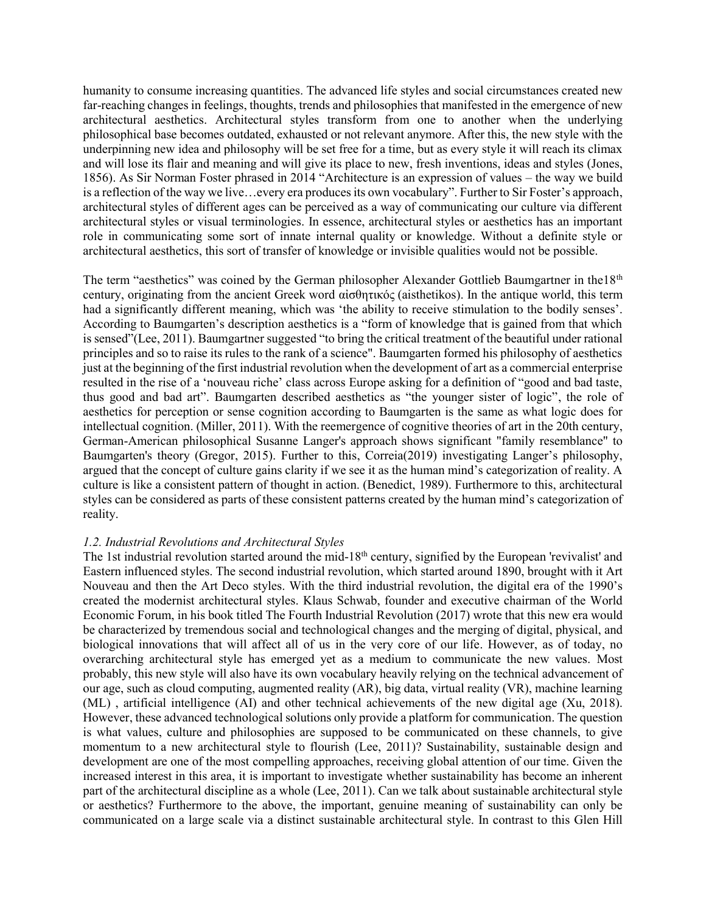humanity to consume increasing quantities. The advanced life styles and social circumstances created new far-reaching changes in feelings, thoughts, trends and philosophies that manifested in the emergence of new architectural aesthetics. Architectural styles transform from one to another when the underlying philosophical base becomes outdated, exhausted or not relevant anymore. After this, the new style with the underpinning new idea and philosophy will be set free for a time, but as every style it will reach its climax and will lose its flair and meaning and will give its place to new, fresh inventions, ideas and styles (Jones, 1856). As Sir Norman Foster phrased in 2014 "Architecture is an expression of values – the way we build is a reflection of the way we live…every era produces its own vocabulary". Further to Sir Foster's approach, architectural styles of different ages can be perceived as a way of communicating our culture via different architectural styles or visual terminologies. In essence, architectural styles or aesthetics has an important role in communicating some sort of innate internal quality or knowledge. Without a definite style or architectural aesthetics, this sort of transfer of knowledge or invisible qualities would not be possible.

The term "aesthetics" was coined by the German philosopher Alexander Gottlieb Baumgartner in the18th century, originating from the ancient Greek word αἰσθητικός (aisthetikos). In the antique world, this term had a significantly different meaning, which was 'the ability to receive stimulation to the bodily senses'. According to Baumgarten's description aesthetics is a "form of knowledge that is gained from that which is sensed"(Lee, 2011). Baumgartner suggested "to bring the critical treatment of the beautiful under rational principles and so to raise its rules to the rank of a science". Baumgarten formed his philosophy of aesthetics just at the beginning of the first industrial revolution when the development of art as a commercial enterprise resulted in the rise of a 'nouveau riche' class across Europe asking for a definition of "good and bad taste, thus good and bad art". Baumgarten described aesthetics as "the younger sister of logic", the role of aesthetics for perception or sense cognition according to Baumgarten is the same as what logic does for intellectual cognition. (Miller, 2011). With the reemergence of cognitive theories of art in the 20th century, German-American philosophical Susanne Langer's approach shows significant "family resemblance" to Baumgarten's theory (Gregor, 2015). Further to this, Correia(2019) investigating Langer's philosophy, argued that the concept of culture gains clarity if we see it as the human mind's categorization of reality. A culture is like a consistent pattern of thought in action. (Benedict, 1989). Furthermore to this, architectural styles can be considered as parts of these consistent patterns created by the human mind's categorization of reality.

*1.2. Industrial Revolutions and Architectural Styles*

The 1st industrial revolution started around the mid-18th century, signified by the European 'revivalist' and Eastern influenced styles. The second industrial revolution, which started around 1890, brought with it Art Nouveau and then the Art Deco styles. With the third industrial revolution, the digital era of the 1990's created the modernist architectural styles. Klaus Schwab, founder and executive chairman of the World Economic Forum, in his book titled The Fourth Industrial Revolution (2017) wrote that this new era would be characterized by tremendous social and technological changes and the merging of digital, physical, and biological innovations that will affect all of us in the very core of our life. However, as of today, no overarching architectural style has emerged yet as a medium to communicate the new values. Most probably, this new style will also have its own vocabulary heavily relying on the technical advancement of our age, such as cloud computing, augmented reality (AR), big data, virtual reality (VR), machine learning (ML) , artificial intelligence (AI) and other technical achievements of the new digital age (Xu, 2018). However, these advanced technological solutions only provide a platform for communication. The question is what values, culture and philosophies are supposed to be communicated on these channels, to give momentum to a new architectural style to flourish (Lee, 2011)? Sustainability, sustainable design and development are one of the most compelling approaches, receiving global attention of our time. Given the increased interest in this area, it is important to investigate whether sustainability has become an inherent part of the architectural discipline as a whole (Lee, 2011). Can we talk about sustainable architectural style or aesthetics? Furthermore to the above, the important, genuine meaning of sustainability can only be communicated on a large scale via a distinct sustainable architectural style. In contrast to this Glen Hill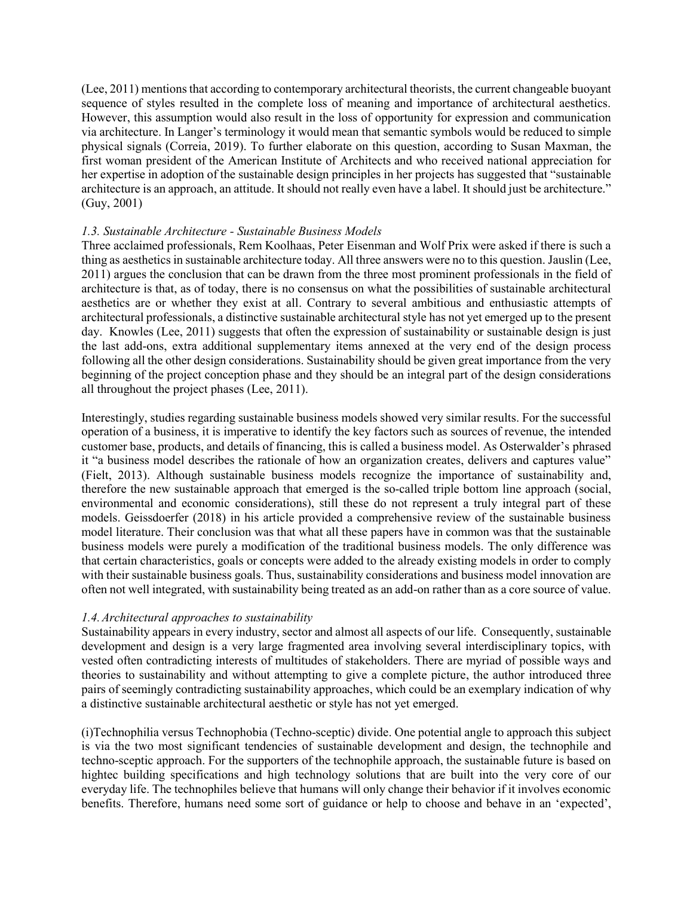(Lee, 2011) mentions that according to contemporary architectural theorists, the current changeable buoyant sequence of styles resulted in the complete loss of meaning and importance of architectural aesthetics. However, this assumption would also result in the loss of opportunity for expression and communication via architecture. In Langer's terminology it would mean that semantic symbols would be reduced to simple physical signals (Correia, 2019). To further elaborate on this question, according to Susan Maxman, the first woman president of the American Institute of Architects and who received national appreciation for her expertise in adoption of the sustainable design principles in her projects has suggested that "sustainable architecture is an approach, an attitude. It should not really even have a label. It should just be architecture." (Guy, 2001)

### *1.3. Sustainable Architecture - Sustainable Business Models*

Three acclaimed professionals, Rem Koolhaas, Peter Eisenman and Wolf Prix were asked if there is such a thing as aesthetics in sustainable architecture today. All three answers were no to this question. Jauslin (Lee, 2011) argues the conclusion that can be drawn from the three most prominent professionals in the field of architecture is that, as of today, there is no consensus on what the possibilities of sustainable architectural aesthetics are or whether they exist at all. Contrary to several ambitious and enthusiastic attempts of architectural professionals, a distinctive sustainable architectural style has not yet emerged up to the present day. Knowles (Lee, 2011) suggests that often the expression of sustainability or sustainable design is just the last add-ons, extra additional supplementary items annexed at the very end of the design process following all the other design considerations. Sustainability should be given great importance from the very beginning of the project conception phase and they should be an integral part of the design considerations all throughout the project phases (Lee, 2011).

Interestingly, studies regarding sustainable business models showed very similar results. For the successful operation of a business, it is imperative to identify the key factors such as sources of revenue, the intended customer base, products, and details of financing, this is called a business model. As Osterwalder's phrased it "a business model describes the rationale of how an organization creates, delivers and captures value" (Fielt, 2013). Although sustainable business models recognize the importance of sustainability and, therefore the new sustainable approach that emerged is the so-called triple bottom line approach (social, environmental and economic considerations), still these do not represent a truly integral part of these models. Geissdoerfer (2018) in his article provided a comprehensive review of the sustainable business model literature. Their conclusion was that what all these papers have in common was that the sustainable business models were purely a modification of the traditional business models. The only difference was that certain characteristics, goals or concepts were added to the already existing models in order to comply with their sustainable business goals. Thus, sustainability considerations and business model innovation are often not well integrated, with sustainability being treated as an add-on rather than as a core source of value.

### *1.4. Architectural approaches to sustainability*

Sustainability appears in every industry, sector and almost all aspects of our life. Consequently, sustainable development and design is a very large fragmented area involving several interdisciplinary topics, with vested often contradicting interests of multitudes of stakeholders. There are myriad of possible ways and theories to sustainability and without attempting to give a complete picture, the author introduced three pairs of seemingly contradicting sustainability approaches, which could be an exemplary indication of why a distinctive sustainable architectural aesthetic or style has not yet emerged.

(i)Technophilia versus Technophobia (Techno-sceptic) divide. One potential angle to approach this subject is via the two most significant tendencies of sustainable development and design, the technophile and techno-sceptic approach. For the supporters of the technophile approach, the sustainable future is based on hightec building specifications and high technology solutions that are built into the very core of our everyday life. The technophiles believe that humans will only change their behavior if it involves economic benefits. Therefore, humans need some sort of guidance or help to choose and behave in an 'expected',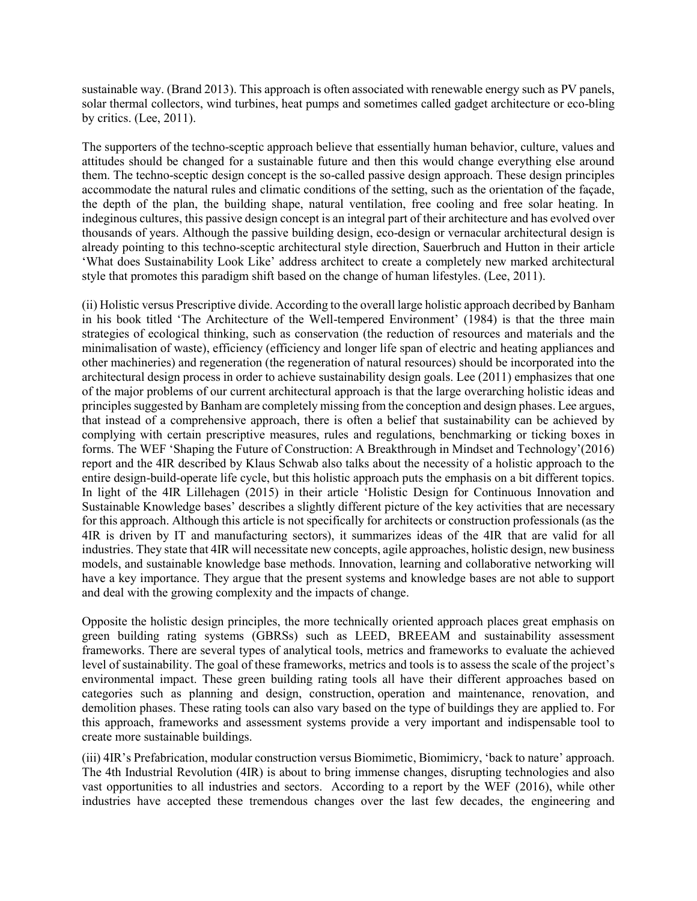sustainable way. (Brand 2013). This approach is often associated with renewable energy such as PV panels, solar thermal collectors, wind turbines, heat pumps and sometimes called gadget architecture or eco-bling by critics. (Lee, 2011).

The supporters of the techno-sceptic approach believe that essentially human behavior, culture, values and attitudes should be changed for a sustainable future and then this would change everything else around them. The techno-sceptic design concept is the so-called passive design approach. These design principles accommodate the natural rules and climatic conditions of the setting, such as the orientation of the façade, the depth of the plan, the building shape, natural ventilation, free cooling and free solar heating. In indeginous cultures, this passive design concept is an integral part of their architecture and has evolved over thousands of years. Although the passive building design, eco-design or vernacular architectural design is already pointing to this techno-sceptic architectural style direction, Sauerbruch and Hutton in their article 'What does Sustainability Look Like' address architect to create a completely new marked architectural style that promotes this paradigm shift based on the change of human lifestyles. (Lee, 2011).

(ii) Holistic versus Prescriptive divide. According to the overall large holistic approach decribed by Banham in his book titled 'The Architecture of the Well-tempered Environment' (1984) is that the three main strategies of ecological thinking, such as conservation (the reduction of resources and materials and the minimalisation of waste), efficiency (efficiency and longer life span of electric and heating appliances and other machineries) and regeneration (the regeneration of natural resources) should be incorporated into the architectural design process in order to achieve sustainability design goals. Lee (2011) emphasizes that one of the major problems of our current architectural approach is that the large overarching holistic ideas and principles suggested by Banham are completely missing from the conception and design phases. Lee argues, that instead of a comprehensive approach, there is often a belief that sustainability can be achieved by complying with certain prescriptive measures, rules and regulations, benchmarking or ticking boxes in forms. The WEF 'Shaping the Future of Construction: A Breakthrough in Mindset and Technology'(2016) report and the 4IR described by Klaus Schwab also talks about the necessity of a holistic approach to the entire design-build-operate life cycle, but this holistic approach puts the emphasis on a bit different topics. In light of the 4IR Lillehagen (2015) in their article 'Holistic Design for Continuous Innovation and Sustainable Knowledge bases' describes a slightly different picture of the key activities that are necessary for this approach. Although this article is not specifically for architects or construction professionals (as the 4IR is driven by IT and manufacturing sectors), it summarizes ideas of the 4IR that are valid for all industries. They state that 4IR will necessitate new concepts, agile approaches, holistic design, new business models, and sustainable knowledge base methods. Innovation, learning and collaborative networking will have a key importance. They argue that the present systems and knowledge bases are not able to support and deal with the growing complexity and the impacts of change.

Opposite the holistic design principles, the more technically oriented approach places great emphasis on green building rating systems (GBRSs) such as LEED, BREEAM and sustainability assessment frameworks. There are several types of analytical tools, metrics and frameworks to evaluate the achieved level of sustainability. The goal of these frameworks, metrics and tools is to assess the scale of the project's environmental impact. These green building rating tools all have their different approaches based on categories such as planning and design, construction, operation and maintenance, renovation, and demolition phases. These rating tools can also vary based on the type of buildings they are applied to. For this approach, frameworks and assessment systems provide a very important and indispensable tool to create more sustainable buildings.

(iii) 4IR's Prefabrication, modular construction versus Biomimetic, Biomimicry, 'back to nature' approach. The 4th Industrial Revolution (4IR) is about to bring immense changes, disrupting technologies and also vast opportunities to all industries and sectors. According to a report by the WEF (2016), while other industries have accepted these tremendous changes over the last few decades, the engineering and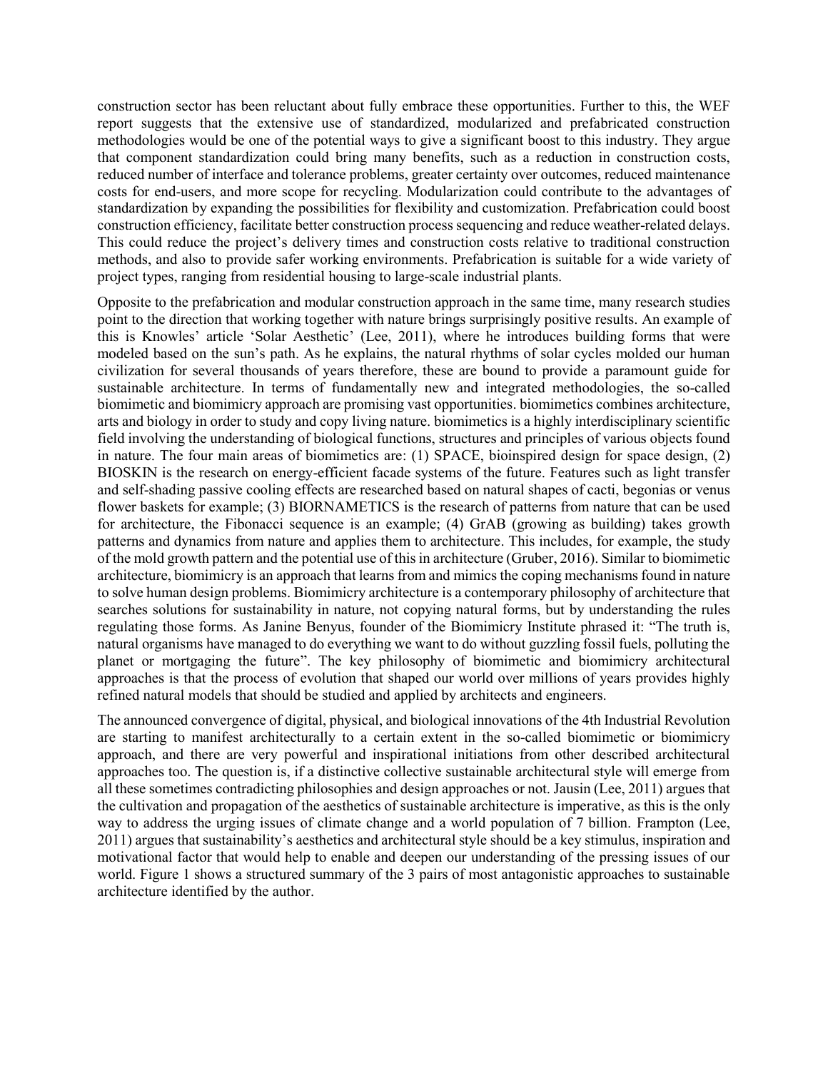construction sector has been reluctant about fully embrace these opportunities. Further to this, the WEF report suggests that the extensive use of standardized, modularized and prefabricated construction methodologies would be one of the potential ways to give a significant boost to this industry. They argue that component standardization could bring many benefits, such as a reduction in construction costs, reduced number of interface and tolerance problems, greater certainty over outcomes, reduced maintenance costs for end-users, and more scope for recycling. Modularization could contribute to the advantages of standardization by expanding the possibilities for flexibility and customization. Prefabrication could boost construction efficiency, facilitate better construction process sequencing and reduce weather-related delays. This could reduce the project's delivery times and construction costs relative to traditional construction methods, and also to provide safer working environments. Prefabrication is suitable for a wide variety of project types, ranging from residential housing to large-scale industrial plants.

Opposite to the prefabrication and modular construction approach in the same time, many research studies point to the direction that working together with nature brings surprisingly positive results. An example of this is Knowles' article 'Solar Aesthetic' (Lee, 2011), where he introduces building forms that were modeled based on the sun's path. As he explains, the natural rhythms of solar cycles molded our human civilization for several thousands of years therefore, these are bound to provide a paramount guide for sustainable architecture. In terms of fundamentally new and integrated methodologies, the so-called biomimetic and biomimicry approach are promising vast opportunities. biomimetics combines architecture, arts and biology in order to study and copy living nature. biomimetics is a highly interdisciplinary scientific field involving the understanding of biological functions, structures and principles of various objects found in nature. The four main areas of biomimetics are: (1) SPACE, bioinspired design for space design, (2) BIOSKIN is the research on energy-efficient facade systems of the future. Features such as light transfer and self-shading passive cooling effects are researched based on natural shapes of cacti, begonias or venus flower baskets for example; (3) BIORNAMETICS is the research of patterns from nature that can be used for architecture, the Fibonacci sequence is an example; (4) GrAB (growing as building) takes growth patterns and dynamics from nature and applies them to architecture. This includes, for example, the study of the mold growth pattern and the potential use of this in architecture (Gruber, 2016). Similar to biomimetic architecture, biomimicry is an approach that learns from and mimics the coping mechanisms found in nature to solve human design problems. Biomimicry architecture is a contemporary philosophy of architecture that searches solutions for sustainability in nature, not copying natural forms, but by understanding the rules regulating those forms. As Janine Benyus, founder of the Biomimicry Institute phrased it: "The truth is, natural organisms have managed to do everything we want to do without guzzling fossil fuels, polluting the planet or mortgaging the future". The key philosophy of biomimetic and biomimicry architectural approaches is that the process of evolution that shaped our world over millions of years provides highly refined natural models that should be studied and applied by architects and engineers.

The announced convergence of digital, physical, and biological innovations of the 4th Industrial Revolution are starting to manifest architecturally to a certain extent in the so-called biomimetic or biomimicry approach, and there are very powerful and inspirational initiations from other described architectural approaches too. The question is, if a distinctive collective sustainable architectural style will emerge from all these sometimes contradicting philosophies and design approaches or not. Jausin (Lee, 2011) argues that the cultivation and propagation of the aesthetics of sustainable architecture is imperative, as this is the only way to address the urging issues of climate change and a world population of 7 billion. Frampton (Lee, 2011) argues that sustainability's aesthetics and architectural style should be a key stimulus, inspiration and motivational factor that would help to enable and deepen our understanding of the pressing issues of our world. Figure 1 shows a structured summary of the 3 pairs of most antagonistic approaches to sustainable architecture identified by the author.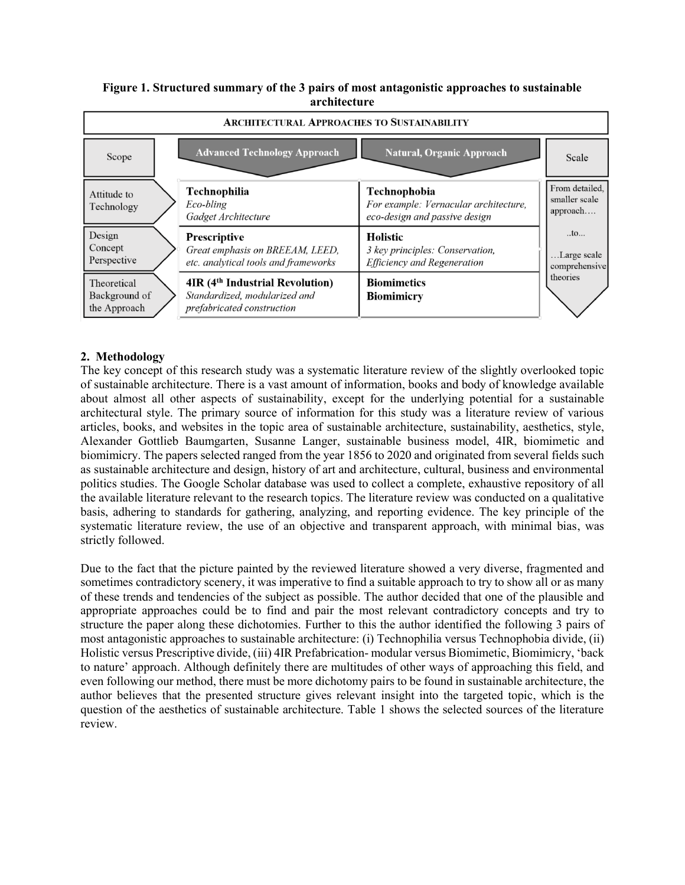**Figure 1. Structured summary of the 3 pairs of most antagonistic approaches to sustainable architecture**

| ARCHITECTURAL APPROACHES TO SUSTAINABILITY | | | |
|---|---|---|---|
| Scope | Advanced Technology Approach | Natural, Organic Approach | Scale |
| Attitude to Technology | **Technophilia**<br>*Eco-bling*<br>*Gadget Architecture* | **Technophobia**<br>*For example: Vernacular architecture, eco-design and passive design* | From detailed, smaller scale approach…. |
| Design Concept Perspective | **Prescriptive**<br>*Great emphasis on BREEAM, LEED, etc. analytical tools and frameworks* | **Holistic**<br>*3 key principles: Conservation, Efficiency and Regeneration* | ..to... |
| Theoretical Background of the Approach | **4IR (4th Industrial Revolution)**<br>*Standardized, modularized and prefabricated construction* | **Biomimetics**<br>**Biomimicry** | …Large scale comprehensive theories |

## 2. Methodology

The key concept of this research study was a systematic literature review of the slightly overlooked topic of sustainable architecture. There is a vast amount of information, books and body of knowledge available about almost all other aspects of sustainability, except for the underlying potential for a sustainable architectural style. The primary source of information for this study was a literature review of various articles, books, and websites in the topic area of sustainable architecture, sustainability, aesthetics, style, Alexander Gottlieb Baumgarten, Susanne Langer, sustainable business model, 4IR, biomimetic and biomimicry. The papers selected ranged from the year 1856 to 2020 and originated from several fields such as sustainable architecture and design, history of art and architecture, cultural, business and environmental politics studies. The Google Scholar database was used to collect a complete, exhaustive repository of all the available literature relevant to the research topics. The literature review was conducted on a qualitative basis, adhering to standards for gathering, analyzing, and reporting evidence. The key principle of the systematic literature review, the use of an objective and transparent approach, with minimal bias, was strictly followed.

Due to the fact that the picture painted by the reviewed literature showed a very diverse, fragmented and sometimes contradictory scenery, it was imperative to find a suitable approach to try to show all or as many of these trends and tendencies of the subject as possible. The author decided that one of the plausible and appropriate approaches could be to find and pair the most relevant contradictory concepts and try to structure the paper along these dichotomies. Further to this the author identified the following 3 pairs of most antagonistic approaches to sustainable architecture: (i) Technophilia versus Technophobia divide, (ii) Holistic versus Prescriptive divide, (iii) 4IR Prefabrication- modular versus Biomimetic, Biomimicry, 'back to nature' approach. Although definitely there are multitudes of other ways of approaching this field, and even following our method, there must be more dichotomy pairs to be found in sustainable architecture, the author believes that the presented structure gives relevant insight into the targeted topic, which is the question of the aesthetics of sustainable architecture. Table 1 shows the selected sources of the literature review.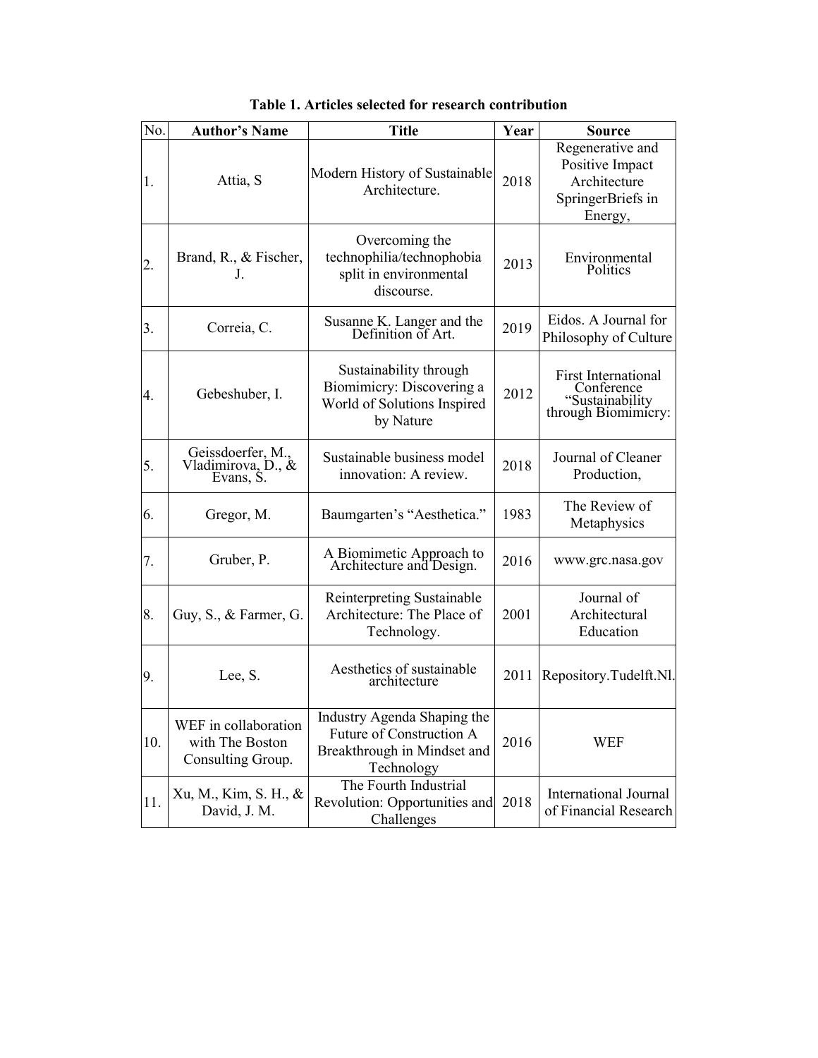**Table 1. Articles selected for research contribution**

| No. | Author's Name | Title | Year | Source |
|---|---|---|---|---|
| 1. | Attia, S | Modern History of Sustainable Architecture. | 2018 | Regenerative and Positive Impact Architecture SpringerBriefs in Energy, |
| 2. | Brand, R., & Fischer, J. | Overcoming the technophilia/technophobia split in environmental discourse. | 2013 | Environmental Politics |
| 3. | Correia, C. | Susanne K. Langer and the Definition of Art. | 2019 | Eidos. A Journal for Philosophy of Culture |
| 4. | Gebeshuber, I. | Sustainability through Biomimicry: Discovering a World of Solutions Inspired by Nature | 2012 | First International Conference "Sustainability through Biomimicry: |
| 5. | Geissdoerfer, M., Vladimirova, D., & Evans, S. | Sustainable business model innovation: A review. | 2018 | Journal of Cleaner Production, |
| 6. | Gregor, M. | Baumgarten's "Aesthetica." | 1983 | The Review of Metaphysics |
| 7. | Gruber, P. | A Biomimetic Approach to Architecture and Design. | 2016 | www.grc.nasa.gov |
| 8. | Guy, S., & Farmer, G. | Reinterpreting Sustainable Architecture: The Place of Technology. | 2001 | Journal of Architectural Education |
| 9. | Lee, S. | Aesthetics of sustainable architecture | 2011 | Repository.Tudelft.Nl. |
| 10. | WEF in collaboration with The Boston Consulting Group. | Industry Agenda Shaping the Future of Construction A Breakthrough in Mindset and Technology | 2016 | WEF |
| 11. | Xu, M., Kim, S. H., & David, J. M. | The Fourth Industrial Revolution: Opportunities and Challenges | 2018 | International Journal of Financial Research |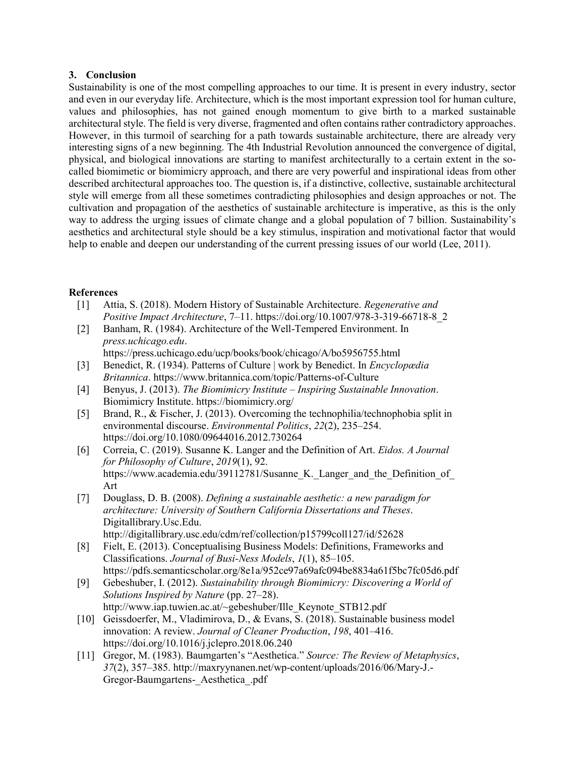## 3. Conclusion

Sustainability is one of the most compelling approaches to our time. It is present in every industry, sector and even in our everyday life. Architecture, which is the most important expression tool for human culture, values and philosophies, has not gained enough momentum to give birth to a marked sustainable architectural style. The field is very diverse, fragmented and often contains rather contradictory approaches. However, in this turmoil of searching for a path towards sustainable architecture, there are already very interesting signs of a new beginning. The 4th Industrial Revolution announced the convergence of digital, physical, and biological innovations are starting to manifest architecturally to a certain extent in the so-called biomimetic or biomimicry approach, and there are very powerful and inspirational ideas from other described architectural approaches too. The question is, if a distinctive, collective, sustainable architectural style will emerge from all these sometimes contradicting philosophies and design approaches or not. The cultivation and propagation of the aesthetics of sustainable architecture is imperative, as this is the only way to address the urging issues of climate change and a global population of 7 billion. Sustainability's aesthetics and architectural style should be a key stimulus, inspiration and motivational factor that would help to enable and deepen our understanding of the current pressing issues of our world (Lee, 2011).

## References

[1] Attia, S. (2018). Modern History of Sustainable Architecture. *Regenerative and Positive Impact Architecture*, 7–11. https://doi.org/10.1007/978-3-319-66718-8_2

[2] Banham, R. (1984). Architecture of the Well-Tempered Environment. In *press.uchicago.edu*. https://press.uchicago.edu/ucp/books/book/chicago/A/bo5956755.html

[3] Benedict, R. (1934). Patterns of Culture | work by Benedict. In *Encyclopædia Britannica*. https://www.britannica.com/topic/Patterns-of-Culture

[4] Benyus, J. (2013). *The Biomimicry Institute – Inspiring Sustainable Innovation*. Biomimicry Institute. https://biomimicry.org/

[5] Brand, R., & Fischer, J. (2013). Overcoming the technophilia/technophobia split in environmental discourse. *Environmental Politics*, *22*(2), 235–254. https://doi.org/10.1080/09644016.2012.730264

[6] Correia, C. (2019). Susanne K. Langer and the Definition of Art. *Eidos. A Journal for Philosophy of Culture*, *2019*(1), 92. https://www.academia.edu/39112781/Susanne_K._Langer_and_the_Definition_of_Art

[7] Douglass, D. B. (2008). *Defining a sustainable aesthetic: a new paradigm for architecture: University of Southern California Dissertations and Theses*. Digitallibrary.Usc.Edu. http://digitallibrary.usc.edu/cdm/ref/collection/p15799coll127/id/52628

[8] Fielt, E. (2013). Conceptualising Business Models: Definitions, Frameworks and Classifications. *Journal of Busi-Ness Models*, *1*(1), 85–105. https://pdfs.semanticscholar.org/8e1a/952ce97a69afc094be8834a61f5bc7fc05d6.pdf

[9] Gebeshuber, I. (2012). *Sustainability through Biomimicry: Discovering a World of Solutions Inspired by Nature* (pp. 27–28). http://www.iap.tuwien.ac.at/~gebeshuber/Ille_Keynote_STB12.pdf

[10] Geissdoerfer, M., Vladimirova, D., & Evans, S. (2018). Sustainable business model innovation: A review. *Journal of Cleaner Production*, *198*, 401–416. https://doi.org/10.1016/j.jclepro.2018.06.240

[11] Gregor, M. (1983). Baumgarten's "Aesthetica." *Source: The Review of Metaphysics*, *37*(2), 357–385. http://maxryynanen.net/wp-content/uploads/2016/06/Mary-J.-Gregor-Baumgartens-_Aesthetica_.pdf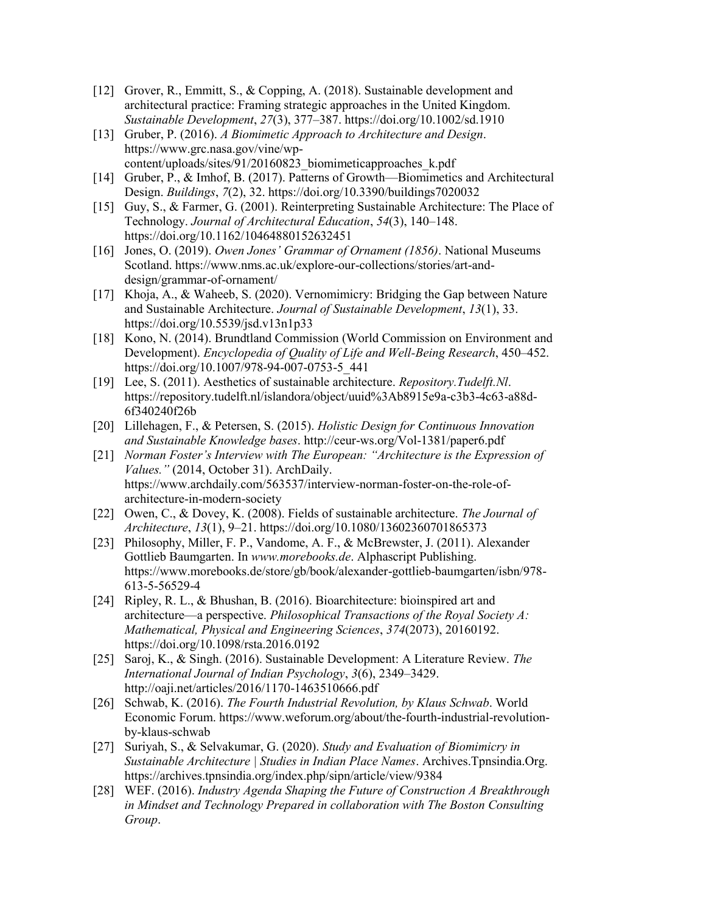[12] Grover, R., Emmitt, S., & Copping, A. (2018). Sustainable development and architectural practice: Framing strategic approaches in the United Kingdom. *Sustainable Development*, *27*(3), 377–387. https://doi.org/10.1002/sd.1910

[13] Gruber, P. (2016). *A Biomimetic Approach to Architecture and Design*. https://www.grc.nasa.gov/vine/wp-content/uploads/sites/91/20160823_biomimeticapproaches_k.pdf

[14] Gruber, P., & Imhof, B. (2017). Patterns of Growth—Biomimetics and Architectural Design. *Buildings*, *7*(2), 32. https://doi.org/10.3390/buildings7020032

[15] Guy, S., & Farmer, G. (2001). Reinterpreting Sustainable Architecture: The Place of Technology. *Journal of Architectural Education*, *54*(3), 140–148. https://doi.org/10.1162/10464880152632451

[16] Jones, O. (2019). *Owen Jones' Grammar of Ornament (1856)*. National Museums Scotland. https://www.nms.ac.uk/explore-our-collections/stories/art-and-design/grammar-of-ornament/

[17] Khoja, A., & Waheeb, S. (2020). Vernomimicry: Bridging the Gap between Nature and Sustainable Architecture. *Journal of Sustainable Development*, *13*(1), 33. https://doi.org/10.5539/jsd.v13n1p33

[18] Kono, N. (2014). Brundtland Commission (World Commission on Environment and Development). *Encyclopedia of Quality of Life and Well-Being Research*, 450–452. https://doi.org/10.1007/978-94-007-0753-5_441

[19] Lee, S. (2011). Aesthetics of sustainable architecture. *Repository.Tudelft.Nl*. https://repository.tudelft.nl/islandora/object/uuid%3Ab8915e9a-c3b3-4c63-a88d-6f340240f26b

[20] Lillehagen, F., & Petersen, S. (2015). *Holistic Design for Continuous Innovation and Sustainable Knowledge bases*. http://ceur-ws.org/Vol-1381/paper6.pdf

[21] *Norman Foster's Interview with The European: "Architecture is the Expression of Values."* (2014, October 31). ArchDaily. https://www.archdaily.com/563537/interview-norman-foster-on-the-role-of-architecture-in-modern-society

[22] Owen, C., & Dovey, K. (2008). Fields of sustainable architecture. *The Journal of Architecture*, *13*(1), 9–21. https://doi.org/10.1080/13602360701865373

[23] Philosophy, Miller, F. P., Vandome, A. F., & McBrewster, J. (2011). Alexander Gottlieb Baumgarten. In *www.morebooks.de*. Alphascript Publishing. https://www.morebooks.de/store/gb/book/alexander-gottlieb-baumgarten/isbn/978-613-5-56529-4

[24] Ripley, R. L., & Bhushan, B. (2016). Bioarchitecture: bioinspired art and architecture—a perspective. *Philosophical Transactions of the Royal Society A: Mathematical, Physical and Engineering Sciences*, *374*(2073), 20160192. https://doi.org/10.1098/rsta.2016.0192

[25] Saroj, K., & Singh. (2016). Sustainable Development: A Literature Review. *The International Journal of Indian Psychology*, *3*(6), 2349–3429. http://oaji.net/articles/2016/1170-1463510666.pdf

[26] Schwab, K. (2016). *The Fourth Industrial Revolution, by Klaus Schwab*. World Economic Forum. https://www.weforum.org/about/the-fourth-industrial-revolution-by-klaus-schwab

[27] Suriyah, S., & Selvakumar, G. (2020). *Study and Evaluation of Biomimicry in Sustainable Architecture | Studies in Indian Place Names*. Archives.Tpnsindia.Org. https://archives.tpnsindia.org/index.php/sipn/article/view/9384

[28] WEF. (2016). *Industry Agenda Shaping the Future of Construction A Breakthrough in Mindset and Technology Prepared in collaboration with The Boston Consulting Group*.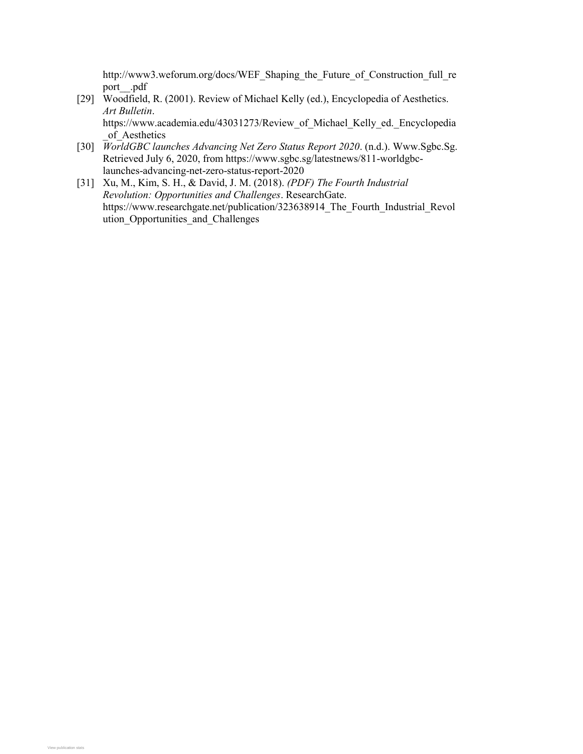http://www3.weforum.org/docs/WEF_Shaping_the_Future_of_Construction_full_report__.pdf

[29] Woodfield, R. (2001). Review of Michael Kelly (ed.), Encyclopedia of Aesthetics. *Art Bulletin*. https://www.academia.edu/43031273/Review_of_Michael_Kelly_ed._Encyclopedia_of_Aesthetics

[30] *WorldGBC launches Advancing Net Zero Status Report 2020*. (n.d.). Www.Sgbc.Sg. Retrieved July 6, 2020, from https://www.sgbc.sg/latestnews/811-worldgbc-launches-advancing-net-zero-status-report-2020

[31] Xu, M., Kim, S. H., & David, J. M. (2018). *(PDF) The Fourth Industrial Revolution: Opportunities and Challenges*. ResearchGate. https://www.researchgate.net/publication/323638914_The_Fourth_Industrial_Revolution_Opportunities_and_Challenges